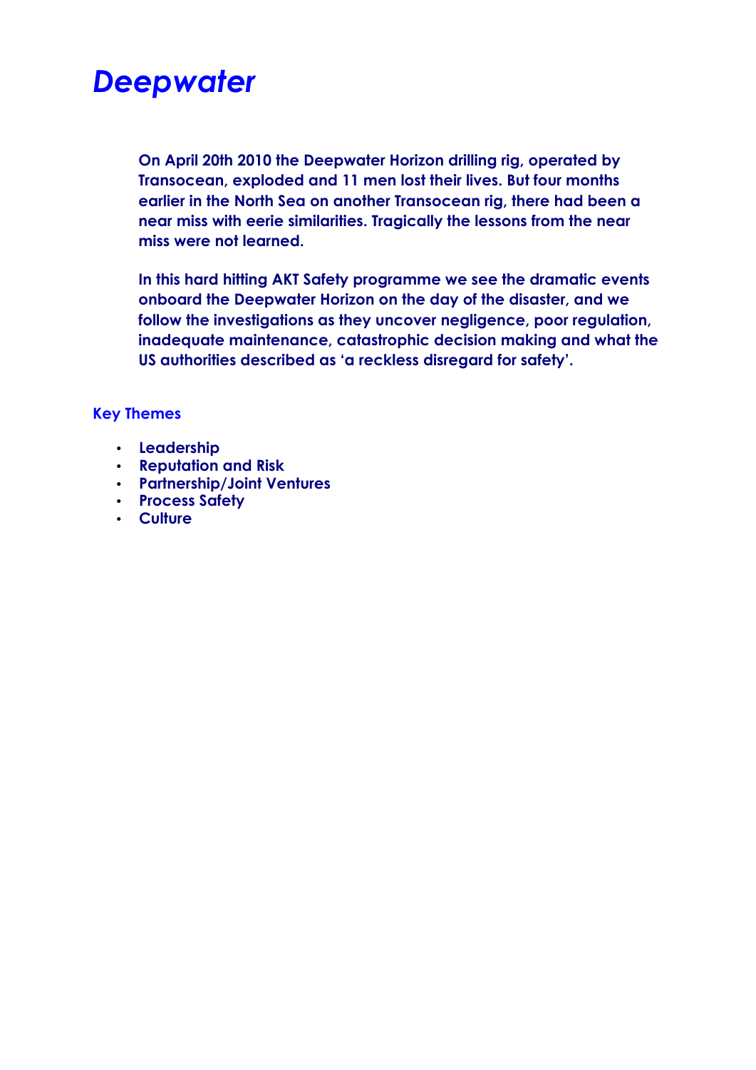# *Deepwater*

**On April 20th 2010 the Deepwater Horizon drilling rig, operated by Transocean, exploded and 11 men lost their lives. But four months earlier in the North Sea on another Transocean rig, there had been a near miss with eerie similarities. Tragically the lessons from the near miss were not learned.**

**In this hard hitting AKT Safety programme we see the dramatic events onboard the Deepwater Horizon on the day of the disaster, and we follow the investigations as they uncover negligence, poor regulation, inadequate maintenance, catastrophic decision making and what the US authorities described as 'a reckless disregard for safety'.**

## Key Themes

- **Leadership**
- **Reputation and Risk**
- **Partnership/Joint Ventures**
- **Process Safety**
- **Culture**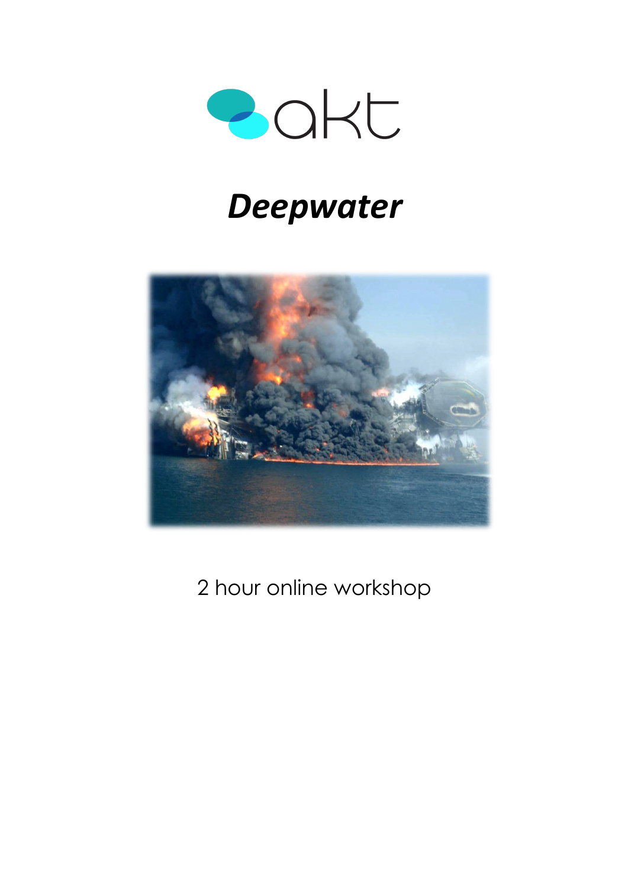akt

# *Deepwater*

2 hour online workshop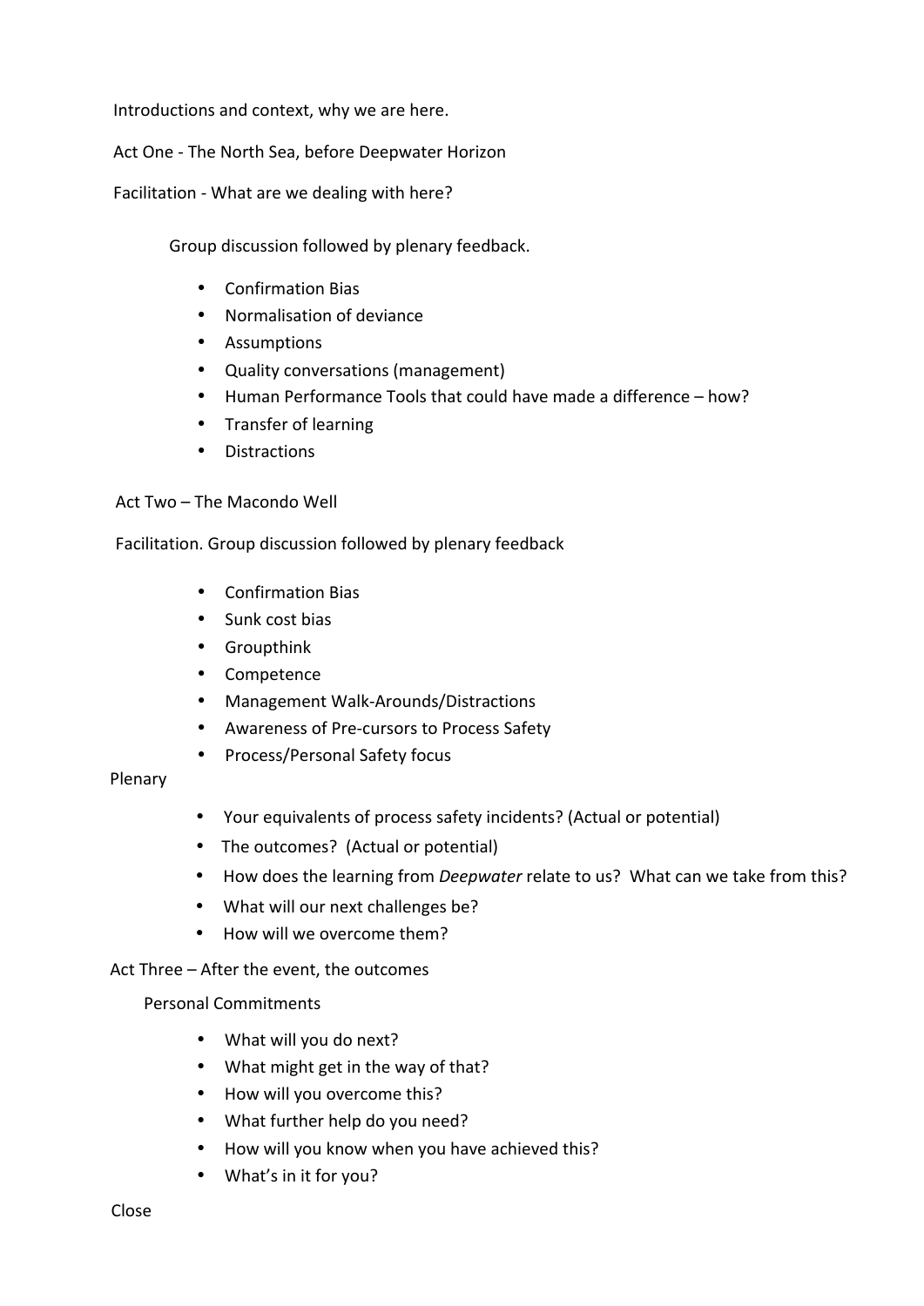Introductions and context, why we are here.

Act One - The North Sea, before Deepwater Horizon

Facilitation - What are we dealing with here?

Group discussion followed by plenary feedback.

- Confirmation Bias
- Normalisation of deviance
- Assumptions
- Quality conversations (management)
- Human Performance Tools that could have made a difference – how?
- Transfer of learning
- Distractions

Act Two – The Macondo Well

Facilitation. Group discussion followed by plenary feedback

- Confirmation Bias
- Sunk cost bias
- Groupthink
- Competence
- Management Walk-Arounds/Distractions
- Awareness of Pre-cursors to Process Safety
- Process/Personal Safety focus

Plenary

- Your equivalents of process safety incidents? (Actual or potential)
- The outcomes? (Actual or potential)
- How does the learning from *Deepwater* relate to us? What can we take from this?
- What will our next challenges be?
- How will we overcome them?

Act Three – After the event, the outcomes

Personal Commitments

- What will you do next?
- What might get in the way of that?
- How will you overcome this?
- What further help do you need?
- How will you know when you have achieved this?
- What's in it for you?

Close